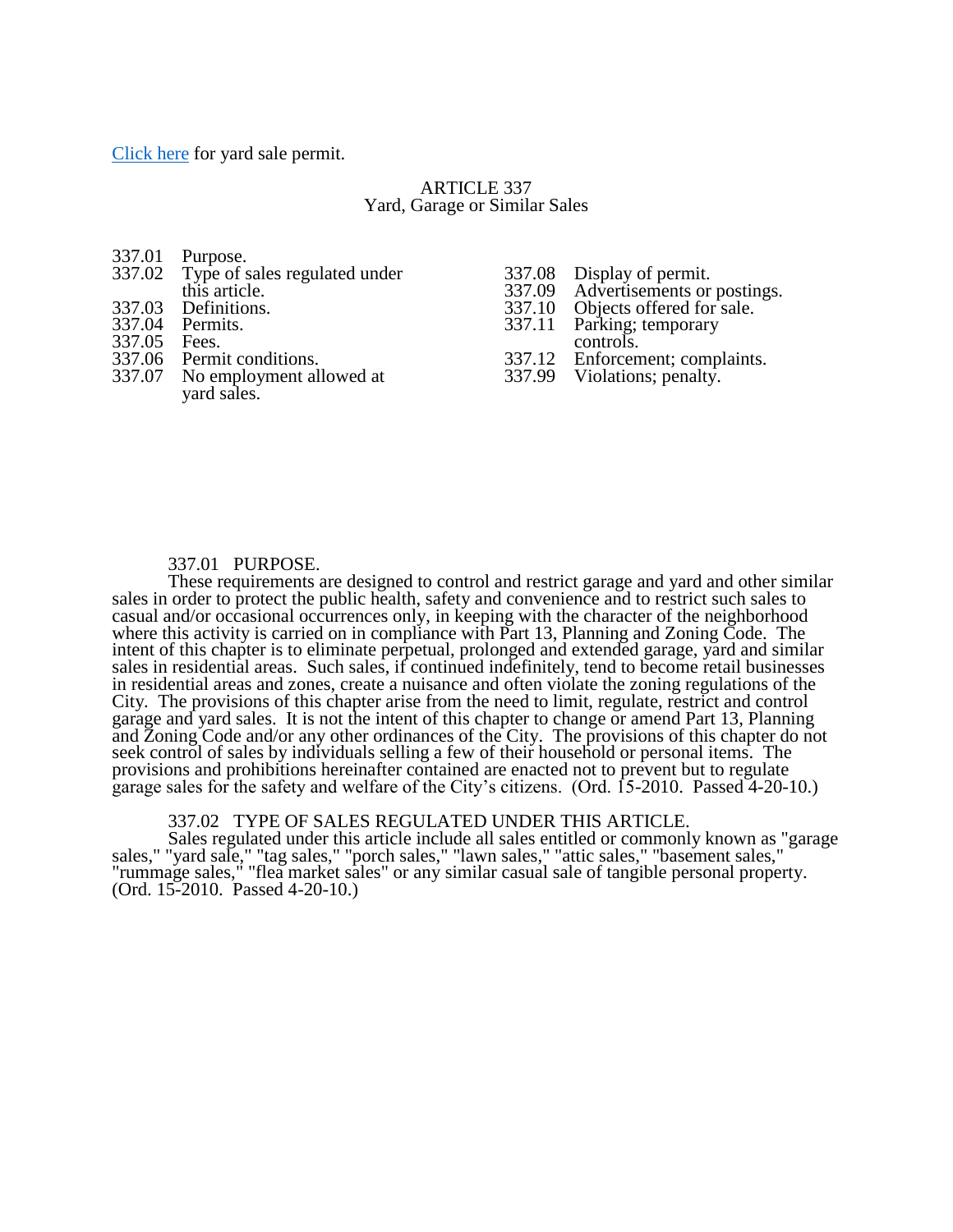[Click here](#) for yard sale permit.

# ARTICLE 337
## Yard, Garage or Similar Sales

337.01 Purpose.
337.02 Type of sales regulated under this article.
337.03 Definitions.
337.04 Permits.
337.05 Fees.
337.06 Permit conditions.
337.07 No employment allowed at yard sales.
337.08 Display of permit.
337.09 Advertisements or postings.
337.10 Objects offered for sale.
337.11 Parking; temporary controls.
337.12 Enforcement; complaints.
337.99 Violations; penalty.

### 337.01 PURPOSE.

These requirements are designed to control and restrict garage and yard and other similar sales in order to protect the public health, safety and convenience and to restrict such sales to casual and/or occasional occurrences only, in keeping with the character of the neighborhood where this activity is carried on in compliance with Part 13, Planning and Zoning Code. The intent of this chapter is to eliminate perpetual, prolonged and extended garage, yard and similar sales in residential areas. Such sales, if continued indefinitely, tend to become retail businesses in residential areas and zones, create a nuisance and often violate the zoning regulations of the City. The provisions of this chapter arise from the need to limit, regulate, restrict and control garage and yard sales. It is not the intent of this chapter to change or amend Part 13, Planning and Zoning Code and/or any other ordinances of the City. The provisions of this chapter do not seek control of sales by individuals selling a few of their household or personal items. The provisions and prohibitions hereinafter contained are enacted not to prevent but to regulate garage sales for the safety and welfare of the City's citizens. (Ord. 15-2010. Passed 4-20-10.)

### 337.02 TYPE OF SALES REGULATED UNDER THIS ARTICLE.

Sales regulated under this article include all sales entitled or commonly known as "garage sales," "yard sale," "tag sales," "porch sales," "lawn sales," "attic sales," "basement sales," "rummage sales," "flea market sales" or any similar casual sale of tangible personal property. (Ord. 15-2010. Passed 4-20-10.)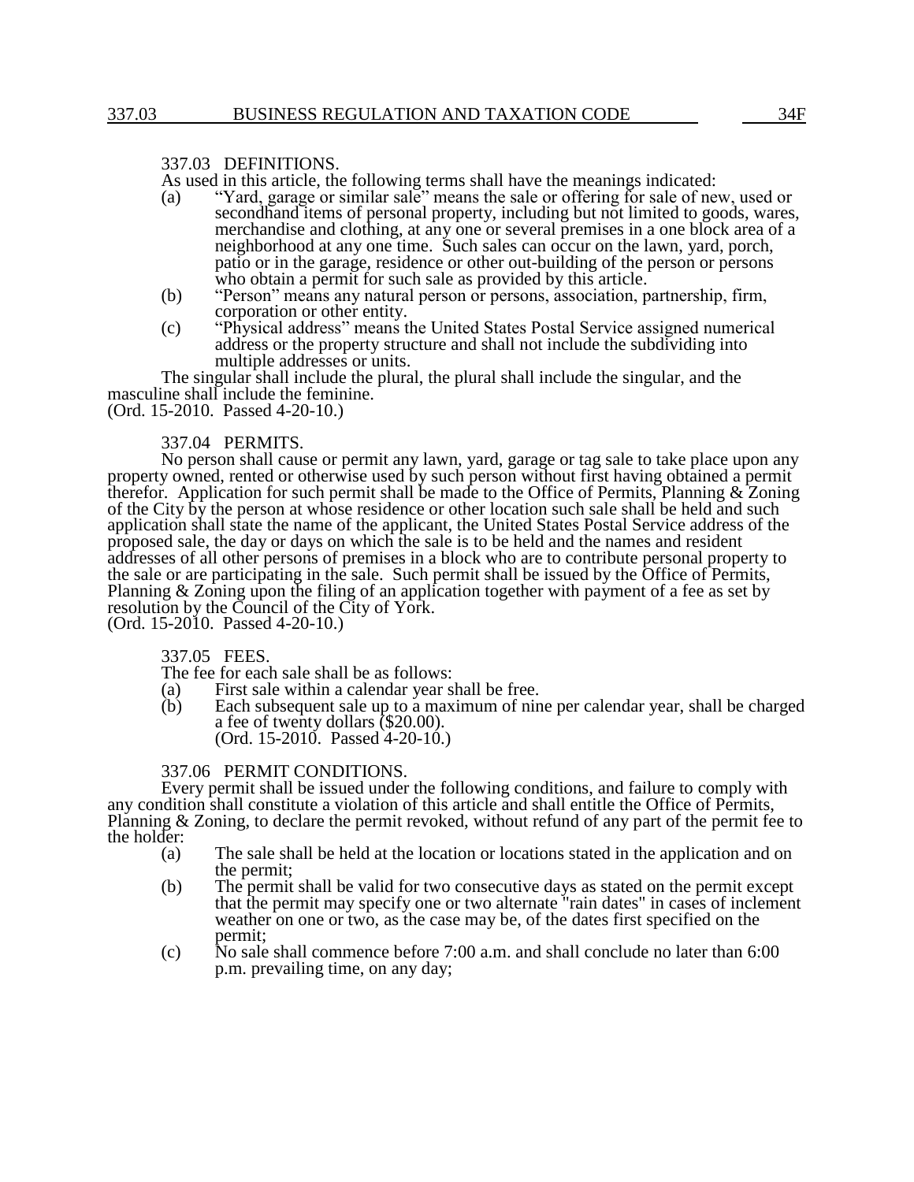### 337.03 DEFINITIONS.

As used in this article, the following terms shall have the meanings indicated:

(a) "Yard, garage or similar sale" means the sale or offering for sale of new, used or secondhand items of personal property, including but not limited to goods, wares, merchandise and clothing, at any one or several premises in a one block area of a neighborhood at any one time. Such sales can occur on the lawn, yard, porch, patio or in the garage, residence or other out-building of the person or persons who obtain a permit for such sale as provided by this article.

(b) "Person" means any natural person or persons, association, partnership, firm, corporation or other entity.

(c) "Physical address" means the United States Postal Service assigned numerical address or the property structure and shall not include the subdividing into multiple addresses or units.

The singular shall include the plural, the plural shall include the singular, and the masculine shall include the feminine.

(Ord. 15-2010. Passed 4-20-10.)

### 337.04 PERMITS.

No person shall cause or permit any lawn, yard, garage or tag sale to take place upon any property owned, rented or otherwise used by such person without first having obtained a permit therefor. Application for such permit shall be made to the Office of Permits, Planning & Zoning of the City by the person at whose residence or other location such sale shall be held and such application shall state the name of the applicant, the United States Postal Service address of the proposed sale, the day or days on which the sale is to be held and the names and resident addresses of all other persons of premises in a block who are to contribute personal property to the sale or are participating in the sale. Such permit shall be issued by the Office of Permits, Planning & Zoning upon the filing of an application together with payment of a fee as set by resolution by the Council of the City of York.

(Ord. 15-2010. Passed 4-20-10.)

### 337.05 FEES.

The fee for each sale shall be as follows:

(a) First sale within a calendar year shall be free.

(b) Each subsequent sale up to a maximum of nine per calendar year, shall be charged a fee of twenty dollars ($20.00).
(Ord. 15-2010. Passed 4-20-10.)

### 337.06 PERMIT CONDITIONS.

Every permit shall be issued under the following conditions, and failure to comply with any condition shall constitute a violation of this article and shall entitle the Office of Permits, Planning & Zoning, to declare the permit revoked, without refund of any part of the permit fee to the holder:

(a) The sale shall be held at the location or locations stated in the application and on the permit;

(b) The permit shall be valid for two consecutive days as stated on the permit except that the permit may specify one or two alternate "rain dates" in cases of inclement weather on one or two, as the case may be, of the dates first specified on the permit;

(c) No sale shall commence before 7:00 a.m. and shall conclude no later than 6:00 p.m. prevailing time, on any day;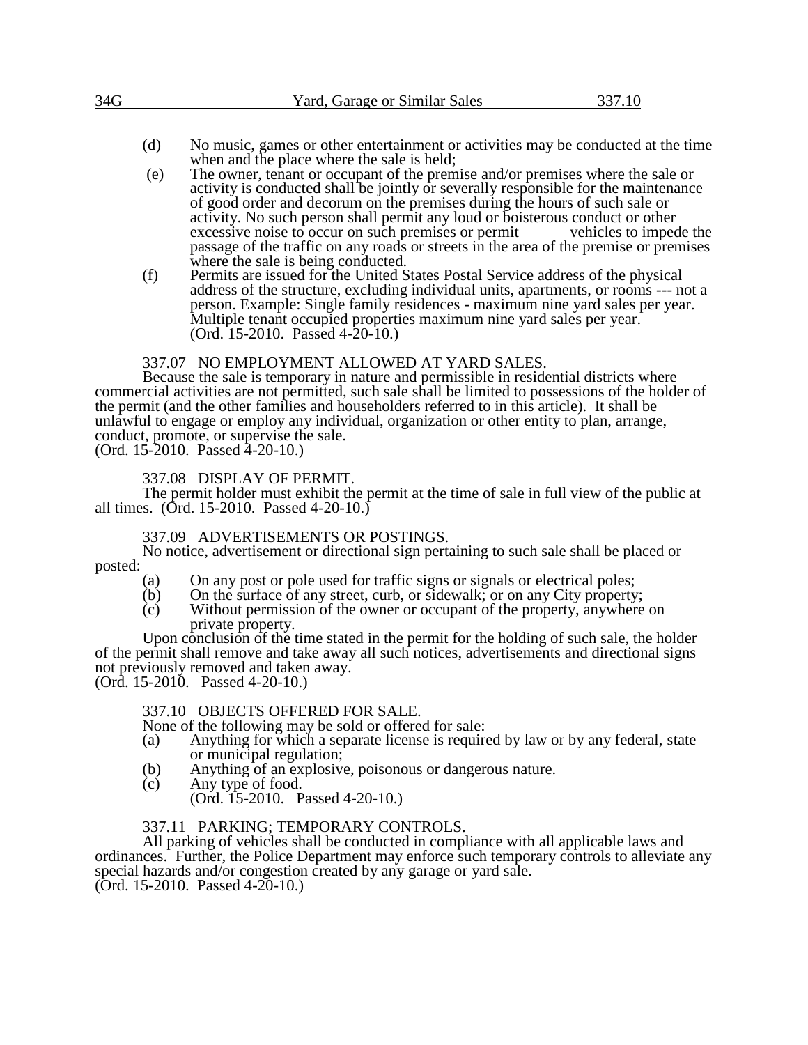(d) No music, games or other entertainment or activities may be conducted at the time when and the place where the sale is held;

(e) The owner, tenant or occupant of the premise and/or premises where the sale or activity is conducted shall be jointly or severally responsible for the maintenance of good order and decorum on the premises during the hours of such sale or activity. No such person shall permit any loud or boisterous conduct or other excessive noise to occur on such premises or permit vehicles to impede the passage of the traffic on any roads or streets in the area of the premise or premises where the sale is being conducted.

(f) Permits are issued for the United States Postal Service address of the physical address of the structure, excluding individual units, apartments, or rooms --- not a person. Example: Single family residences - maximum nine yard sales per year. Multiple tenant occupied properties maximum nine yard sales per year.
(Ord. 15-2010. Passed 4-20-10.)

### 337.07 NO EMPLOYMENT ALLOWED AT YARD SALES.

Because the sale is temporary in nature and permissible in residential districts where commercial activities are not permitted, such sale shall be limited to possessions of the holder of the permit (and the other families and householders referred to in this article). It shall be unlawful to engage or employ any individual, organization or other entity to plan, arrange, conduct, promote, or supervise the sale.
(Ord. 15-2010. Passed 4-20-10.)

### 337.08 DISPLAY OF PERMIT.

The permit holder must exhibit the permit at the time of sale in full view of the public at all times. (Ord. 15-2010. Passed 4-20-10.)

### 337.09 ADVERTISEMENTS OR POSTINGS.

No notice, advertisement or directional sign pertaining to such sale shall be placed or posted:

(a) On any post or pole used for traffic signs or signals or electrical poles;

(b) On the surface of any street, curb, or sidewalk; or on any City property;

(c) Without permission of the owner or occupant of the property, anywhere on private property.

Upon conclusion of the time stated in the permit for the holding of such sale, the holder of the permit shall remove and take away all such notices, advertisements and directional signs not previously removed and taken away.
(Ord. 15-2010. Passed 4-20-10.)

### 337.10 OBJECTS OFFERED FOR SALE.

None of the following may be sold or offered for sale:

(a) Anything for which a separate license is required by law or by any federal, state or municipal regulation;

(b) Anything of an explosive, poisonous or dangerous nature.

(c) Any type of food.
(Ord. 15-2010. Passed 4-20-10.)

### 337.11 PARKING; TEMPORARY CONTROLS.

All parking of vehicles shall be conducted in compliance with all applicable laws and ordinances. Further, the Police Department may enforce such temporary controls to alleviate any special hazards and/or congestion created by any garage or yard sale.
(Ord. 15-2010. Passed 4-20-10.)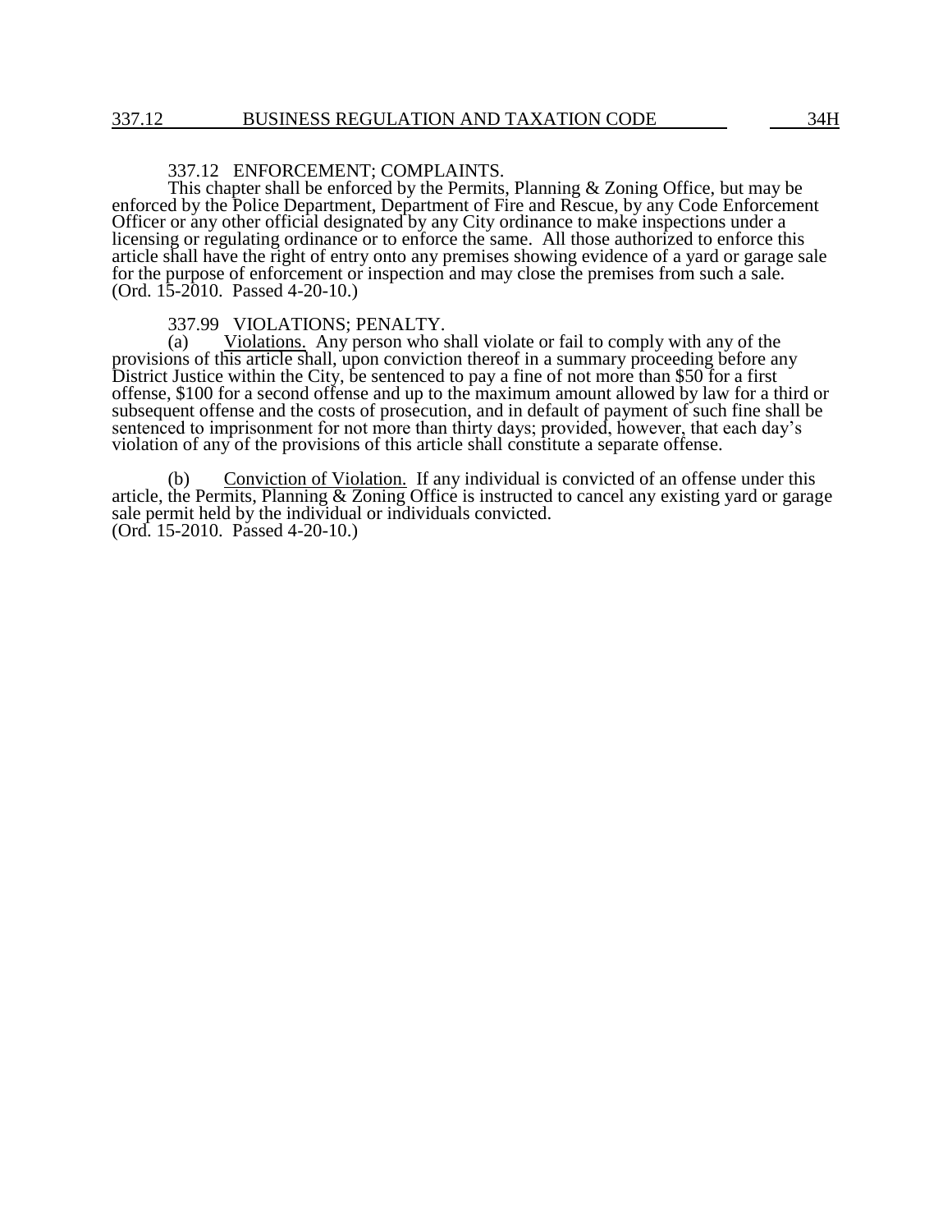### 337.12 ENFORCEMENT; COMPLAINTS.

This chapter shall be enforced by the Permits, Planning & Zoning Office, but may be enforced by the Police Department, Department of Fire and Rescue, by any Code Enforcement Officer or any other official designated by any City ordinance to make inspections under a licensing or regulating ordinance or to enforce the same. All those authorized to enforce this article shall have the right of entry onto any premises showing evidence of a yard or garage sale for the purpose of enforcement or inspection and may close the premises from such a sale.
(Ord. 15-2010. Passed 4-20-10.)

### 337.99 VIOLATIONS; PENALTY.

(a) Violations. Any person who shall violate or fail to comply with any of the provisions of this article shall, upon conviction thereof in a summary proceeding before any District Justice within the City, be sentenced to pay a fine of not more than $50 for a first offense, $100 for a second offense and up to the maximum amount allowed by law for a third or subsequent offense and the costs of prosecution, and in default of payment of such fine shall be sentenced to imprisonment for not more than thirty days; provided, however, that each day's violation of any of the provisions of this article shall constitute a separate offense.

(b) Conviction of Violation. If any individual is convicted of an offense under this article, the Permits, Planning & Zoning Office is instructed to cancel any existing yard or garage sale permit held by the individual or individuals convicted.
(Ord. 15-2010. Passed 4-20-10.)